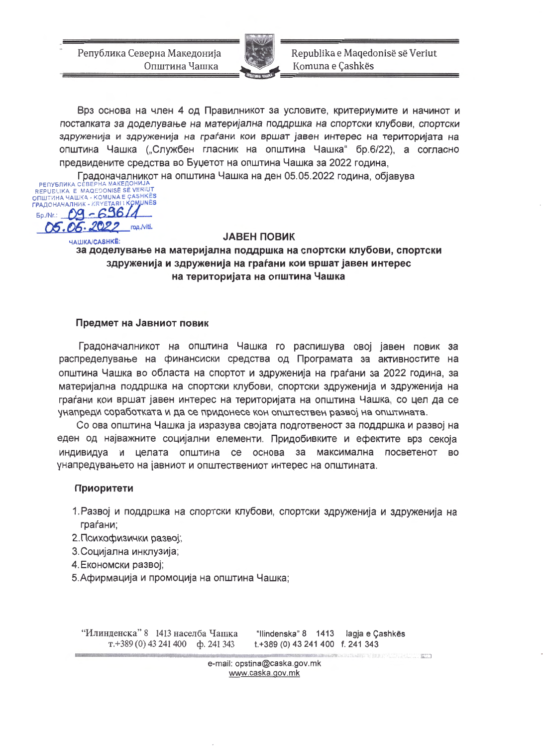Република Северна Македонија
Општина Чашка

Republika e Maqedonisë së Veriut
Komuna e Çashkës

Врз основа на член 4 од Правилникот за условите, критериумите и начинот и постапката за доделување на материјална поддршка на спортски клубови, спортски здруженија и здруженија на граѓани кои вршат јавен интерес на територијата на општина Чашка („Службен гласник на општина Чашка" бр.6/22), а согласно предвидените средства во Буџетот на општина Чашка за 2022 година,

Градоначалникот на општина Чашка на ден 05.05.2022 година, објавува

РЕПУБЛИКА СЕВЕРНА МАКЕДОНИЈА
REPUBLIKA E MAQEDONISË SË VERIUT
ОПШТИНА ЧАШКА - KOMUNA E ÇASHKËS
ГРАДОНАЧАЛНИК - KRYETARI I KOMUNËS
Бр./Nr.: 09-636/1
05.05.2022 год./viti.
ЧАШКА/ÇASHKË:

## ЈАВЕН ПОВИК
## за доделување на материјална поддршка на спортски клубови, спортски здруженија и здруженија на граѓани кои вршат јавен интерес на територијата на општина Чашка

### Предмет на Јавниот повик

Градоначалникот на општина Чашка го распишува овој јавен повик за распределување на финансиски средства од Програмата за активностите на општина Чашка во областа на спортот и здруженија на граѓани за 2022 година, за материјална поддршка на спортски клубови, спортски здруженија и здруженија на граѓани кои вршат јавен интерес на територијата на општина Чашка, со цел да се унапреди соработката и да се придонесе кон општествен развој на општината.

Со ова општина Чашка ја изразува својата подготвеност за поддршка и развој на еден од најважните социјални елементи. Придобивките и ефектите врз секоја индивидуа и целата општина се основа за максимална посветенот во унапредувањето на јавниот и општествениот интерес на општината.

### Приоритети

1. Развој и поддршка на спортски клубови, спортски здруженија и здруженија на граѓани;
2. Психофизички развој;
3. Социјална инклузија;
4. Економски развој;
5. Афирмација и промоција на општина Чашка;

"Илинденска" 8 1413 населба Чашка т.+389 (0) 43 241 400 ф. 241 343
"Ilindenska" 8 1413 lagja e Çashkës t.+389 (0) 43 241 400 f. 241 343
e-mail: opstina@caska.gov.mk
www.caska.gov.mk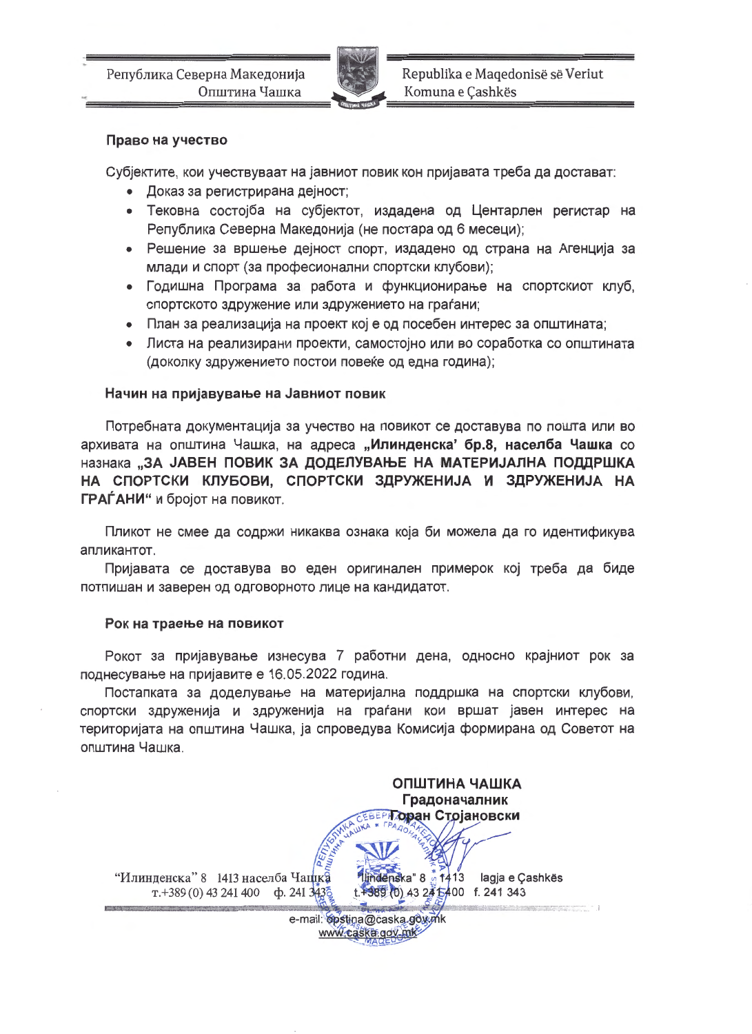**Право на учество**

Субјектите, кои учествуваат на јавниот повик кон пријавата треба да достават:

- Доказ за регистрирана дејност;
- Тековна состојба на субјектот, издадена од Централен регистар на Република Северна Македонија (не постара од 6 месеци);
- Решение за вршење дејност спорт, издадено од страна на Агенција за млади и спорт (за професионални спортски клубови);
- Годишна Програма за работа и функционирање на спортскиот клуб, спортското здружение или здружението на граѓани;
- План за реализација на проект кој е од посебен интерес за општината;
- Листа на реализирани проекти, самостојно или во соработка со општината (доколку здружението постои повеќе од една година);

**Начин на пријавување на Јавниот повик**

Потребната документација за учество на повикот се доставува по пошта или во архивата на општина Чашка, на адреса **„Илинденска' бр.8, населба Чашка** со назнака **„ЗА ЈАВЕН ПОВИК ЗА ДОДЕЛУВАЊЕ НА МАТЕРИЈАЛНА ПОДДРШКА НА СПОРТСКИ КЛУБОВИ, СПОРТСКИ ЗДРУЖЕНИЈА И ЗДРУЖЕНИЈА НА ГРАЃАНИ"** и бројот на повикот.

Пликот не смее да содржи никаква ознака која би можела да го идентификува апликантот.

Пријавата се доставува во еден оригинален примерок кој треба да биде потпишан и заверен од одговорното лице на кандидатот.

**Рок на траење на повикот**

Рокот за пријавување изнесува 7 работни дена, односно крајниот рок за поднесување на пријавите е 16.05.2022 година.

Постапката за доделување на материјална поддршка на спортски клубови, спортски здруженија и здруженија на граѓани кои вршат јавен интерес на територијата на општина Чашка, ја спроведува Комисија формирана од Советот на општина Чашка.

**ОПШТИНА ЧАШКА**
**Градоначалник**
**Горан Стојановски**